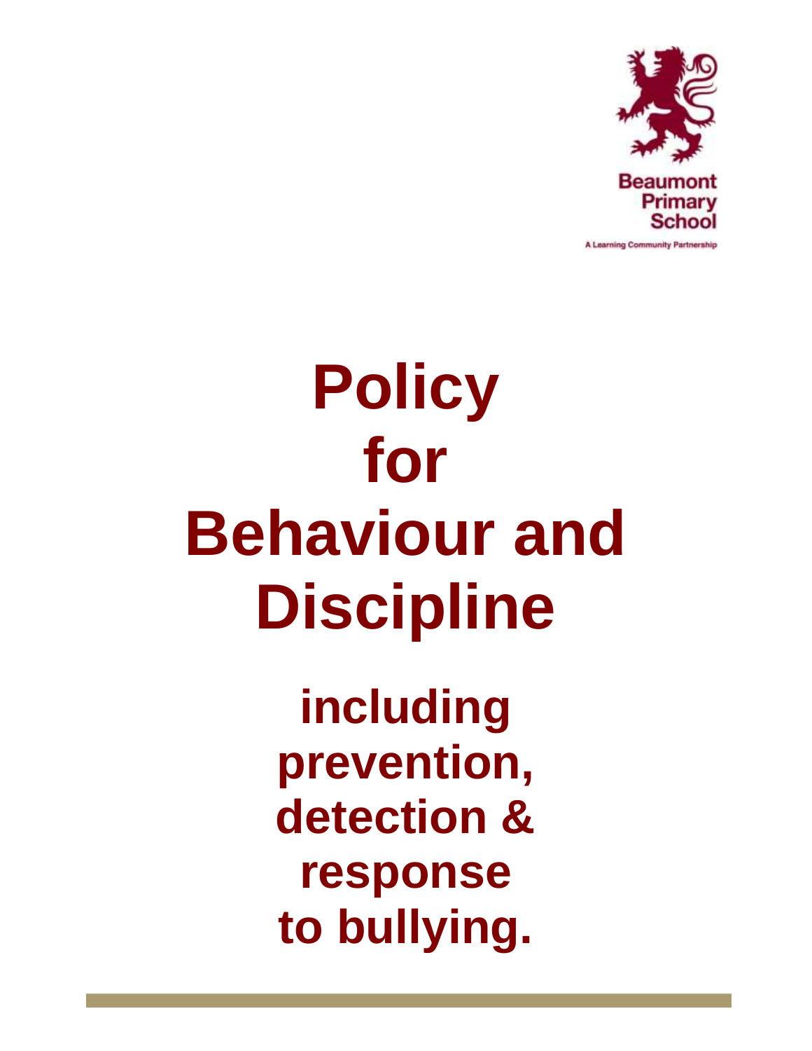Beaumont Primary School

A Learning Community Partnership

# Policy for Behaviour and Discipline

## including prevention, detection & response to bullying.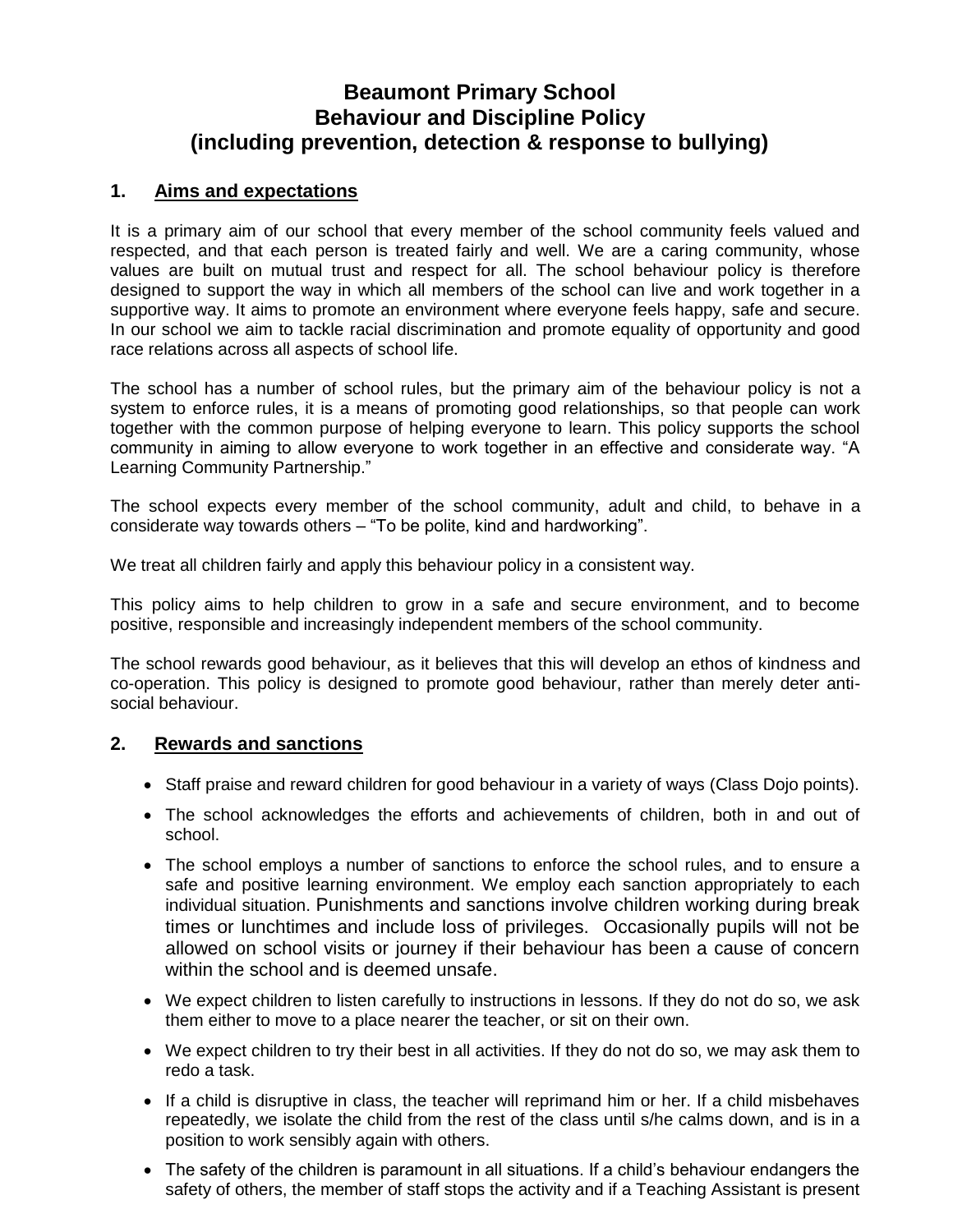# Beaumont Primary School
# Behaviour and Discipline Policy
# (including prevention, detection & response to bullying)

## 1. Aims and expectations

It is a primary aim of our school that every member of the school community feels valued and respected, and that each person is treated fairly and well. We are a caring community, whose values are built on mutual trust and respect for all. The school behaviour policy is therefore designed to support the way in which all members of the school can live and work together in a supportive way. It aims to promote an environment where everyone feels happy, safe and secure. In our school we aim to tackle racial discrimination and promote equality of opportunity and good race relations across all aspects of school life.

The school has a number of school rules, but the primary aim of the behaviour policy is not a system to enforce rules, it is a means of promoting good relationships, so that people can work together with the common purpose of helping everyone to learn. This policy supports the school community in aiming to allow everyone to work together in an effective and considerate way. "A Learning Community Partnership."

The school expects every member of the school community, adult and child, to behave in a considerate way towards others – "To be polite, kind and hardworking".

We treat all children fairly and apply this behaviour policy in a consistent way.

This policy aims to help children to grow in a safe and secure environment, and to become positive, responsible and increasingly independent members of the school community.

The school rewards good behaviour, as it believes that this will develop an ethos of kindness and co-operation. This policy is designed to promote good behaviour, rather than merely deter anti-social behaviour.

## 2. Rewards and sanctions

- Staff praise and reward children for good behaviour in a variety of ways (Class Dojo points).
- The school acknowledges the efforts and achievements of children, both in and out of school.
- The school employs a number of sanctions to enforce the school rules, and to ensure a safe and positive learning environment. We employ each sanction appropriately to each individual situation. Punishments and sanctions involve children working during break times or lunchtimes and include loss of privileges. Occasionally pupils will not be allowed on school visits or journey if their behaviour has been a cause of concern within the school and is deemed unsafe.
- We expect children to listen carefully to instructions in lessons. If they do not do so, we ask them either to move to a place nearer the teacher, or sit on their own.
- We expect children to try their best in all activities. If they do not do so, we may ask them to redo a task.
- If a child is disruptive in class, the teacher will reprimand him or her. If a child misbehaves repeatedly, we isolate the child from the rest of the class until s/he calms down, and is in a position to work sensibly again with others.
- The safety of the children is paramount in all situations. If a child's behaviour endangers the safety of others, the member of staff stops the activity and if a Teaching Assistant is present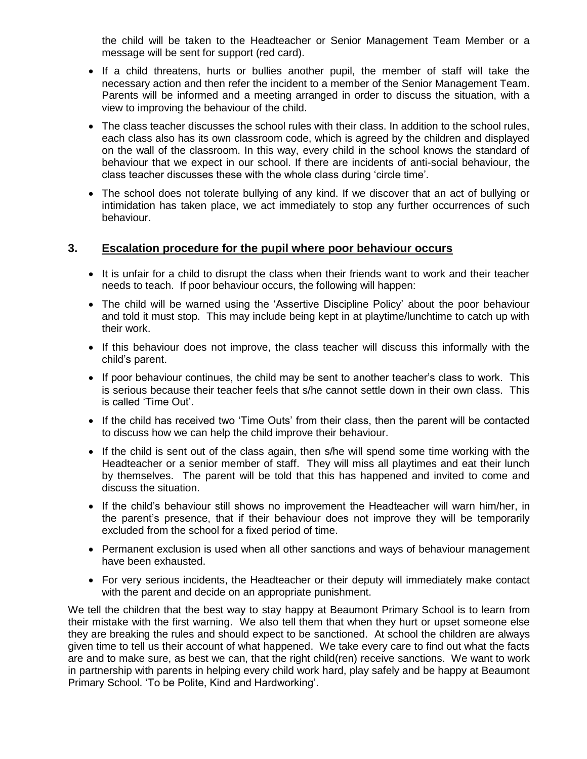the child will be taken to the Headteacher or Senior Management Team Member or a message will be sent for support (red card).

- If a child threatens, hurts or bullies another pupil, the member of staff will take the necessary action and then refer the incident to a member of the Senior Management Team. Parents will be informed and a meeting arranged in order to discuss the situation, with a view to improving the behaviour of the child.
- The class teacher discusses the school rules with their class. In addition to the school rules, each class also has its own classroom code, which is agreed by the children and displayed on the wall of the classroom. In this way, every child in the school knows the standard of behaviour that we expect in our school. If there are incidents of anti-social behaviour, the class teacher discusses these with the whole class during 'circle time'.
- The school does not tolerate bullying of any kind. If we discover that an act of bullying or intimidation has taken place, we act immediately to stop any further occurrences of such behaviour.

## 3. Escalation procedure for the pupil where poor behaviour occurs

- It is unfair for a child to disrupt the class when their friends want to work and their teacher needs to teach. If poor behaviour occurs, the following will happen:
- The child will be warned using the 'Assertive Discipline Policy' about the poor behaviour and told it must stop. This may include being kept in at playtime/lunchtime to catch up with their work.
- If this behaviour does not improve, the class teacher will discuss this informally with the child's parent.
- If poor behaviour continues, the child may be sent to another teacher's class to work. This is serious because their teacher feels that s/he cannot settle down in their own class. This is called 'Time Out'.
- If the child has received two 'Time Outs' from their class, then the parent will be contacted to discuss how we can help the child improve their behaviour.
- If the child is sent out of the class again, then s/he will spend some time working with the Headteacher or a senior member of staff. They will miss all playtimes and eat their lunch by themselves. The parent will be told that this has happened and invited to come and discuss the situation.
- If the child's behaviour still shows no improvement the Headteacher will warn him/her, in the parent's presence, that if their behaviour does not improve they will be temporarily excluded from the school for a fixed period of time.
- Permanent exclusion is used when all other sanctions and ways of behaviour management have been exhausted.
- For very serious incidents, the Headteacher or their deputy will immediately make contact with the parent and decide on an appropriate punishment.

We tell the children that the best way to stay happy at Beaumont Primary School is to learn from their mistake with the first warning. We also tell them that when they hurt or upset someone else they are breaking the rules and should expect to be sanctioned. At school the children are always given time to tell us their account of what happened. We take every care to find out what the facts are and to make sure, as best we can, that the right child(ren) receive sanctions. We want to work in partnership with parents in helping every child work hard, play safely and be happy at Beaumont Primary School. 'To be Polite, Kind and Hardworking'.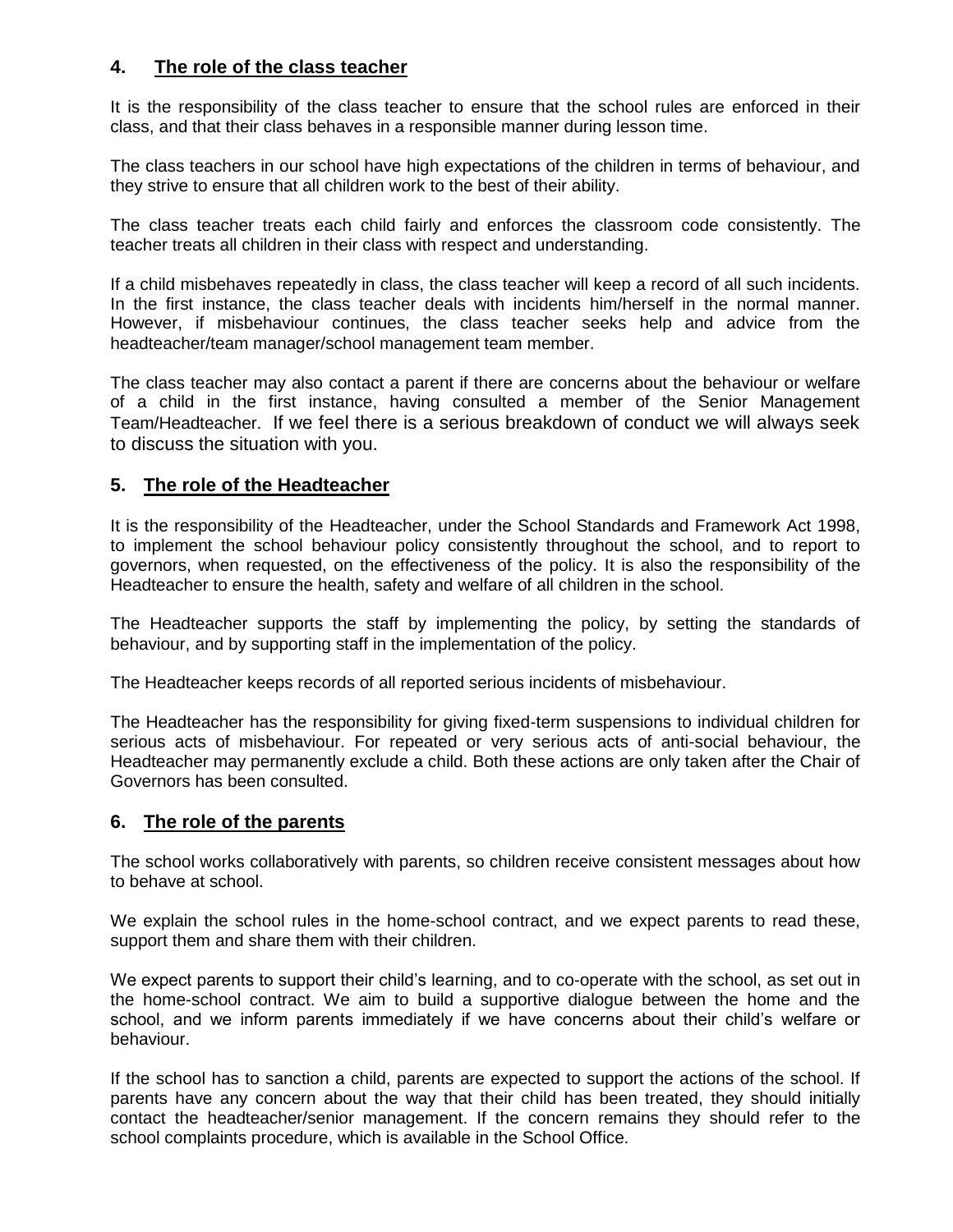## 4. The role of the class teacher

It is the responsibility of the class teacher to ensure that the school rules are enforced in their class, and that their class behaves in a responsible manner during lesson time.

The class teachers in our school have high expectations of the children in terms of behaviour, and they strive to ensure that all children work to the best of their ability.

The class teacher treats each child fairly and enforces the classroom code consistently. The teacher treats all children in their class with respect and understanding.

If a child misbehaves repeatedly in class, the class teacher will keep a record of all such incidents. In the first instance, the class teacher deals with incidents him/herself in the normal manner. However, if misbehaviour continues, the class teacher seeks help and advice from the headteacher/team manager/school management team member.

The class teacher may also contact a parent if there are concerns about the behaviour or welfare of a child in the first instance, having consulted a member of the Senior Management Team/Headteacher. If we feel there is a serious breakdown of conduct we will always seek to discuss the situation with you.

## 5. The role of the Headteacher

It is the responsibility of the Headteacher, under the School Standards and Framework Act 1998, to implement the school behaviour policy consistently throughout the school, and to report to governors, when requested, on the effectiveness of the policy. It is also the responsibility of the Headteacher to ensure the health, safety and welfare of all children in the school.

The Headteacher supports the staff by implementing the policy, by setting the standards of behaviour, and by supporting staff in the implementation of the policy.

The Headteacher keeps records of all reported serious incidents of misbehaviour.

The Headteacher has the responsibility for giving fixed-term suspensions to individual children for serious acts of misbehaviour. For repeated or very serious acts of anti-social behaviour, the Headteacher may permanently exclude a child. Both these actions are only taken after the Chair of Governors has been consulted.

## 6. The role of the parents

The school works collaboratively with parents, so children receive consistent messages about how to behave at school.

We explain the school rules in the home-school contract, and we expect parents to read these, support them and share them with their children.

We expect parents to support their child's learning, and to co-operate with the school, as set out in the home-school contract. We aim to build a supportive dialogue between the home and the school, and we inform parents immediately if we have concerns about their child's welfare or behaviour.

If the school has to sanction a child, parents are expected to support the actions of the school. If parents have any concern about the way that their child has been treated, they should initially contact the headteacher/senior management. If the concern remains they should refer to the school complaints procedure, which is available in the School Office.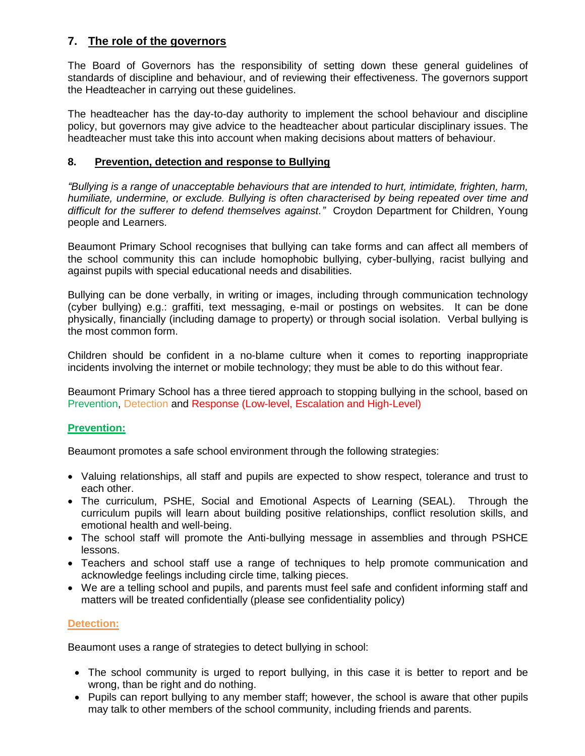## 7. The role of the governors

The Board of Governors has the responsibility of setting down these general guidelines of standards of discipline and behaviour, and of reviewing their effectiveness. The governors support the Headteacher in carrying out these guidelines.

The headteacher has the day-to-day authority to implement the school behaviour and discipline policy, but governors may give advice to the headteacher about particular disciplinary issues. The headteacher must take this into account when making decisions about matters of behaviour.

## 8. Prevention, detection and response to Bullying

*"Bullying is a range of unacceptable behaviours that are intended to hurt, intimidate, frighten, harm, humiliate, undermine, or exclude. Bullying is often characterised by being repeated over time and difficult for the sufferer to defend themselves against."* Croydon Department for Children, Young people and Learners.

Beaumont Primary School recognises that bullying can take forms and can affect all members of the school community this can include homophobic bullying, cyber-bullying, racist bullying and against pupils with special educational needs and disabilities.

Bullying can be done verbally, in writing or images, including through communication technology (cyber bullying) e.g.: graffiti, text messaging, e-mail or postings on websites. It can be done physically, financially (including damage to property) or through social isolation. Verbal bullying is the most common form.

Children should be confident in a no-blame culture when it comes to reporting inappropriate incidents involving the internet or mobile technology; they must be able to do this without fear.

Beaumont Primary School has a three tiered approach to stopping bullying in the school, based on Prevention, Detection and Response (Low-level, Escalation and High-Level)

### Prevention:

Beaumont promotes a safe school environment through the following strategies:

- Valuing relationships, all staff and pupils are expected to show respect, tolerance and trust to each other.
- The curriculum, PSHE, Social and Emotional Aspects of Learning (SEAL). Through the curriculum pupils will learn about building positive relationships, conflict resolution skills, and emotional health and well-being.
- The school staff will promote the Anti-bullying message in assemblies and through PSHCE lessons.
- Teachers and school staff use a range of techniques to help promote communication and acknowledge feelings including circle time, talking pieces.
- We are a telling school and pupils, and parents must feel safe and confident informing staff and matters will be treated confidentially (please see confidentiality policy)

### Detection:

Beaumont uses a range of strategies to detect bullying in school:

- The school community is urged to report bullying, in this case it is better to report and be wrong, than be right and do nothing.
- Pupils can report bullying to any member staff; however, the school is aware that other pupils may talk to other members of the school community, including friends and parents.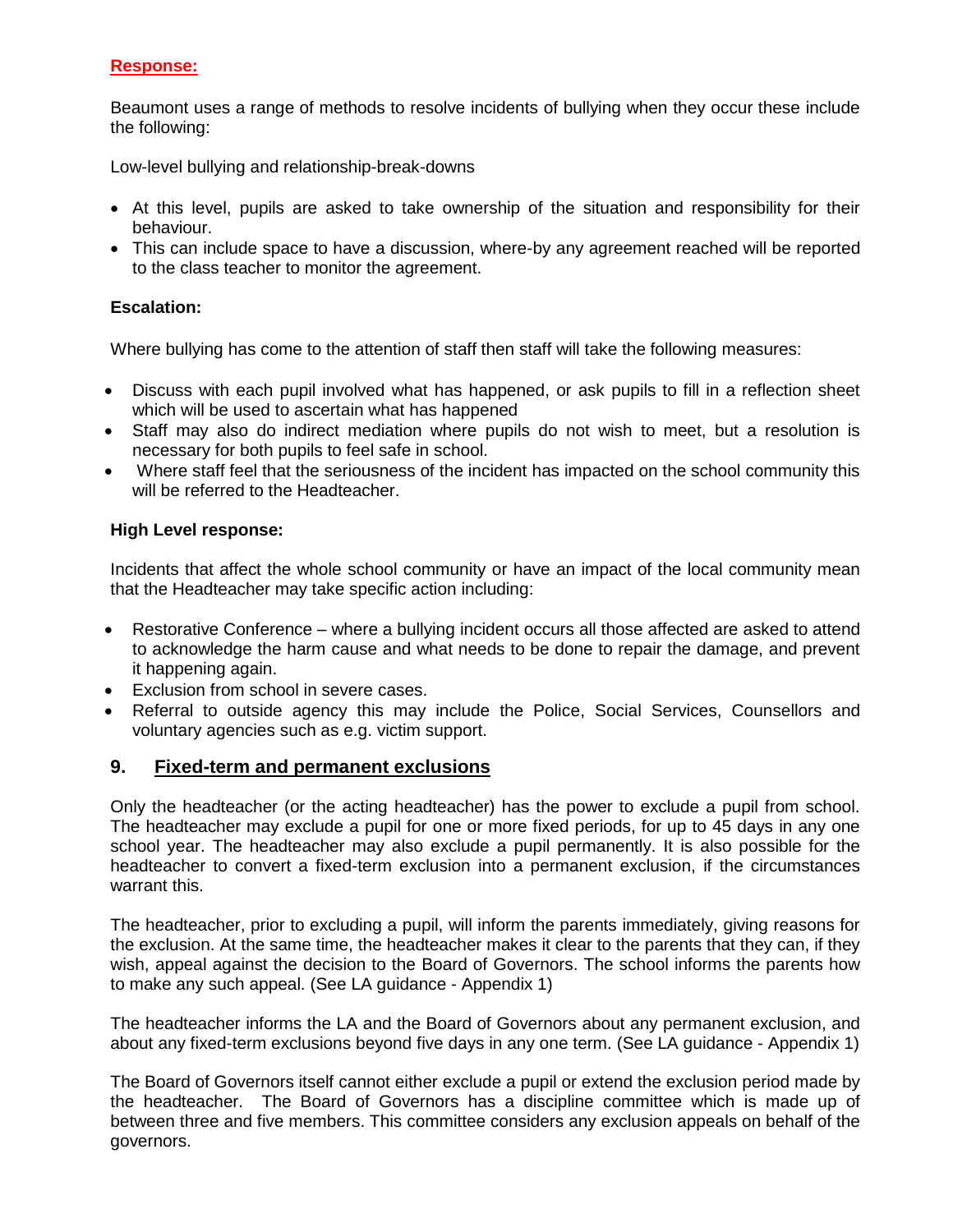**Response:**

Beaumont uses a range of methods to resolve incidents of bullying when they occur these include the following:

Low-level bullying and relationship-break-downs

- At this level, pupils are asked to take ownership of the situation and responsibility for their behaviour.
- This can include space to have a discussion, where-by any agreement reached will be reported to the class teacher to monitor the agreement.

**Escalation:**

Where bullying has come to the attention of staff then staff will take the following measures:

- Discuss with each pupil involved what has happened, or ask pupils to fill in a reflection sheet which will be used to ascertain what has happened
- Staff may also do indirect mediation where pupils do not wish to meet, but a resolution is necessary for both pupils to feel safe in school.
- Where staff feel that the seriousness of the incident has impacted on the school community this will be referred to the Headteacher.

**High Level response:**

Incidents that affect the whole school community or have an impact of the local community mean that the Headteacher may take specific action including:

- Restorative Conference – where a bullying incident occurs all those affected are asked to attend to acknowledge the harm cause and what needs to be done to repair the damage, and prevent it happening again.
- Exclusion from school in severe cases.
- Referral to outside agency this may include the Police, Social Services, Counsellors and voluntary agencies such as e.g. victim support.

## 9. Fixed-term and permanent exclusions

Only the headteacher (or the acting headteacher) has the power to exclude a pupil from school. The headteacher may exclude a pupil for one or more fixed periods, for up to 45 days in any one school year. The headteacher may also exclude a pupil permanently. It is also possible for the headteacher to convert a fixed-term exclusion into a permanent exclusion, if the circumstances warrant this.

The headteacher, prior to excluding a pupil, will inform the parents immediately, giving reasons for the exclusion. At the same time, the headteacher makes it clear to the parents that they can, if they wish, appeal against the decision to the Board of Governors. The school informs the parents how to make any such appeal. (See LA guidance - Appendix 1)

The headteacher informs the LA and the Board of Governors about any permanent exclusion, and about any fixed-term exclusions beyond five days in any one term. (See LA guidance - Appendix 1)

The Board of Governors itself cannot either exclude a pupil or extend the exclusion period made by the headteacher. The Board of Governors has a discipline committee which is made up of between three and five members. This committee considers any exclusion appeals on behalf of the governors.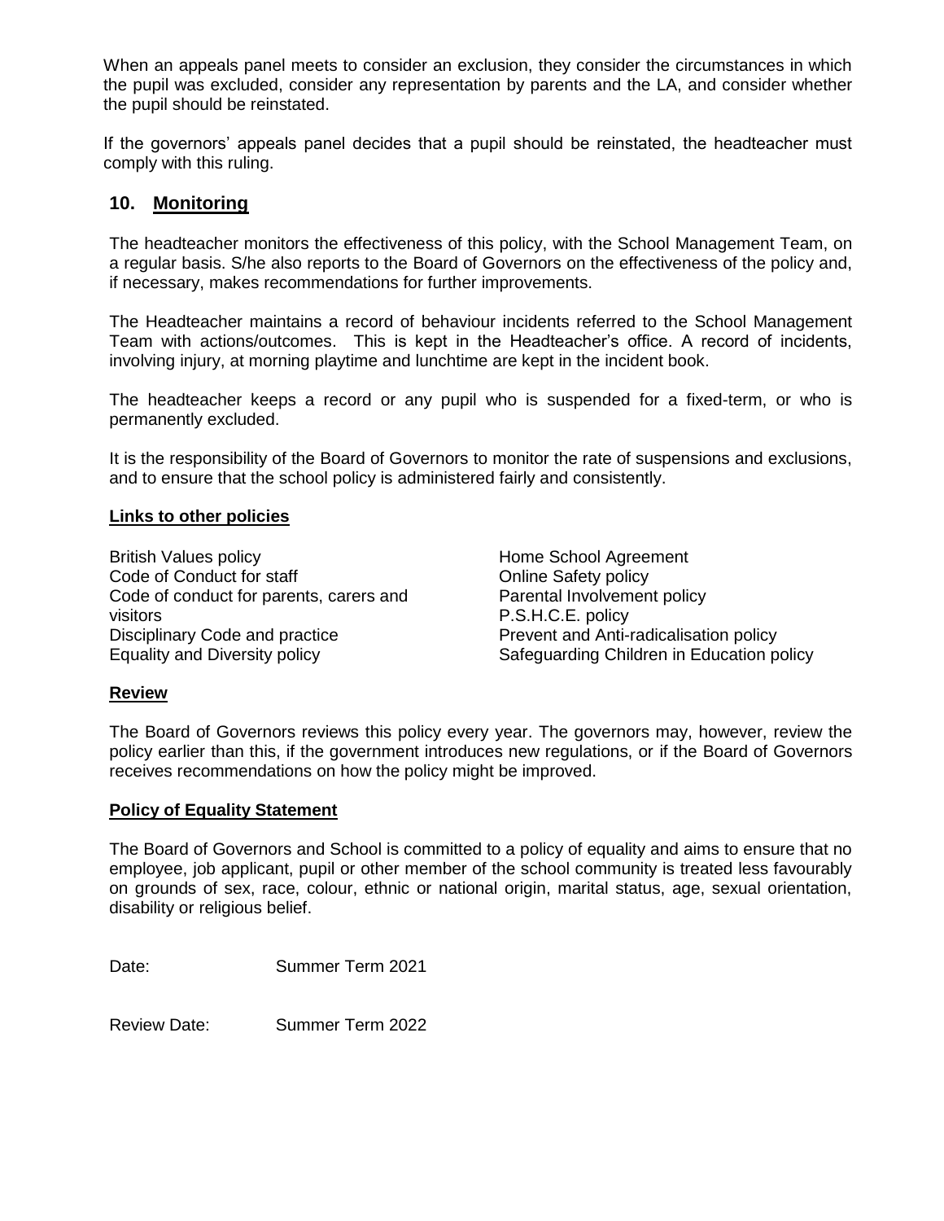When an appeals panel meets to consider an exclusion, they consider the circumstances in which the pupil was excluded, consider any representation by parents and the LA, and consider whether the pupil should be reinstated.

If the governors' appeals panel decides that a pupil should be reinstated, the headteacher must comply with this ruling.

## 10. Monitoring

The headteacher monitors the effectiveness of this policy, with the School Management Team, on a regular basis. S/he also reports to the Board of Governors on the effectiveness of the policy and, if necessary, makes recommendations for further improvements.

The Headteacher maintains a record of behaviour incidents referred to the School Management Team with actions/outcomes. This is kept in the Headteacher's office. A record of incidents, involving injury, at morning playtime and lunchtime are kept in the incident book.

The headteacher keeps a record or any pupil who is suspended for a fixed-term, or who is permanently excluded.

It is the responsibility of the Board of Governors to monitor the rate of suspensions and exclusions, and to ensure that the school policy is administered fairly and consistently.

### Links to other policies

- British Values policy
- Code of Conduct for staff
- Code of conduct for parents, carers and visitors
- Disciplinary Code and practice
- Equality and Diversity policy
- Home School Agreement
- Online Safety policy
- Parental Involvement policy
- P.S.H.C.E. policy
- Prevent and Anti-radicalisation policy
- Safeguarding Children in Education policy

### Review

The Board of Governors reviews this policy every year. The governors may, however, review the policy earlier than this, if the government introduces new regulations, or if the Board of Governors receives recommendations on how the policy might be improved.

### Policy of Equality Statement

The Board of Governors and School is committed to a policy of equality and aims to ensure that no employee, job applicant, pupil or other member of the school community is treated less favourably on grounds of sex, race, colour, ethnic or national origin, marital status, age, sexual orientation, disability or religious belief.

Date: Summer Term 2021

Review Date: Summer Term 2022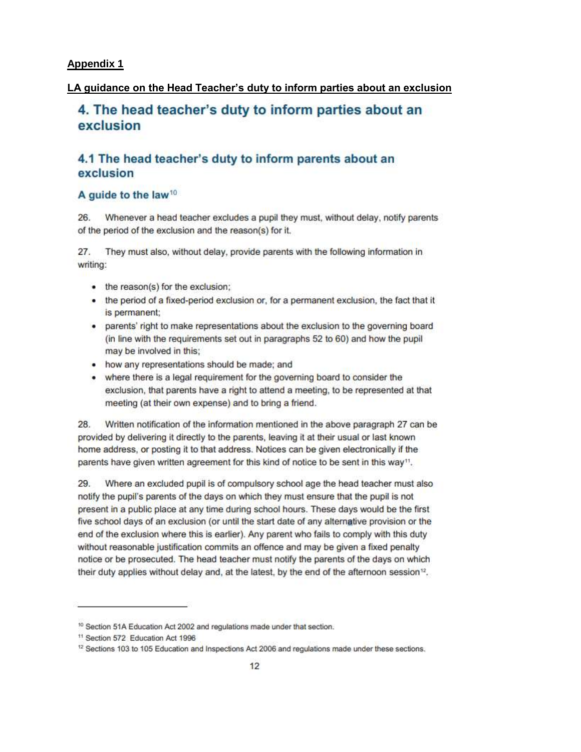**Appendix 1**

**LA guidance on the Head Teacher's duty to inform parties about an exclusion**

# 4. The head teacher's duty to inform parties about an exclusion

## 4.1 The head teacher's duty to inform parents about an exclusion

### A guide to the law[10]

26. Whenever a head teacher excludes a pupil they must, without delay, notify parents of the period of the exclusion and the reason(s) for it.

27. They must also, without delay, provide parents with the following information in writing:

- the reason(s) for the exclusion;
- the period of a fixed-period exclusion or, for a permanent exclusion, the fact that it is permanent;
- parents' right to make representations about the exclusion to the governing board (in line with the requirements set out in paragraphs 52 to 60) and how the pupil may be involved in this;
- how any representations should be made; and
- where there is a legal requirement for the governing board to consider the exclusion, that parents have a right to attend a meeting, to be represented at that meeting (at their own expense) and to bring a friend.

28. Written notification of the information mentioned in the above paragraph 27 can be provided by delivering it directly to the parents, leaving it at their usual or last known home address, or posting it to that address. Notices can be given electronically if the parents have given written agreement for this kind of notice to be sent in this way[11].

29. Where an excluded pupil is of compulsory school age the head teacher must also notify the pupil's parents of the days on which they must ensure that the pupil is not present in a public place at any time during school hours. These days would be the first five school days of an exclusion (or until the start date of any alternative provision or the end of the exclusion where this is earlier). Any parent who fails to comply with this duty without reasonable justification commits an offence and may be given a fixed penalty notice or be prosecuted. The head teacher must notify the parents of the days on which their duty applies without delay and, at the latest, by the end of the afternoon session[12].

---

[10] Section 51A Education Act 2002 and regulations made under that section.

[11] Section 572 Education Act 1996

[12] Sections 103 to 105 Education and Inspections Act 2006 and regulations made under these sections.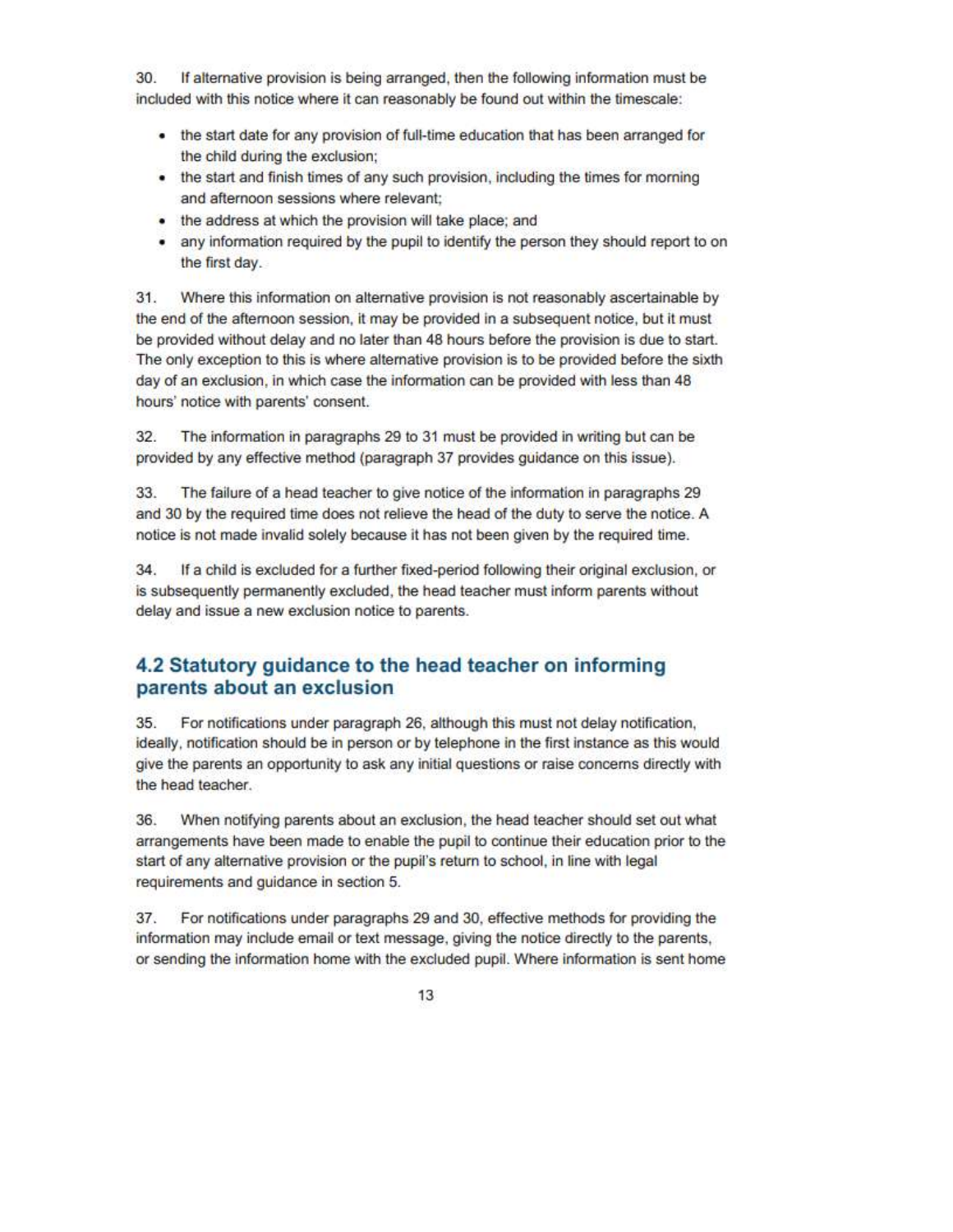30. If alternative provision is being arranged, then the following information must be included with this notice where it can reasonably be found out within the timescale:

- the start date for any provision of full-time education that has been arranged for the child during the exclusion;
- the start and finish times of any such provision, including the times for morning and afternoon sessions where relevant;
- the address at which the provision will take place; and
- any information required by the pupil to identify the person they should report to on the first day.

31. Where this information on alternative provision is not reasonably ascertainable by the end of the afternoon session, it may be provided in a subsequent notice, but it must be provided without delay and no later than 48 hours before the provision is due to start. The only exception to this is where alternative provision is to be provided before the sixth day of an exclusion, in which case the information can be provided with less than 48 hours' notice with parents' consent.

32. The information in paragraphs 29 to 31 must be provided in writing but can be provided by any effective method (paragraph 37 provides guidance on this issue).

33. The failure of a head teacher to give notice of the information in paragraphs 29 and 30 by the required time does not relieve the head of the duty to serve the notice. A notice is not made invalid solely because it has not been given by the required time.

34. If a child is excluded for a further fixed-period following their original exclusion, or is subsequently permanently excluded, the head teacher must inform parents without delay and issue a new exclusion notice to parents.

## 4.2 Statutory guidance to the head teacher on informing parents about an exclusion

35. For notifications under paragraph 26, although this must not delay notification, ideally, notification should be in person or by telephone in the first instance as this would give the parents an opportunity to ask any initial questions or raise concerns directly with the head teacher.

36. When notifying parents about an exclusion, the head teacher should set out what arrangements have been made to enable the pupil to continue their education prior to the start of any alternative provision or the pupil's return to school, in line with legal requirements and guidance in section 5.

37. For notifications under paragraphs 29 and 30, effective methods for providing the information may include email or text message, giving the notice directly to the parents, or sending the information home with the excluded pupil. Where information is sent home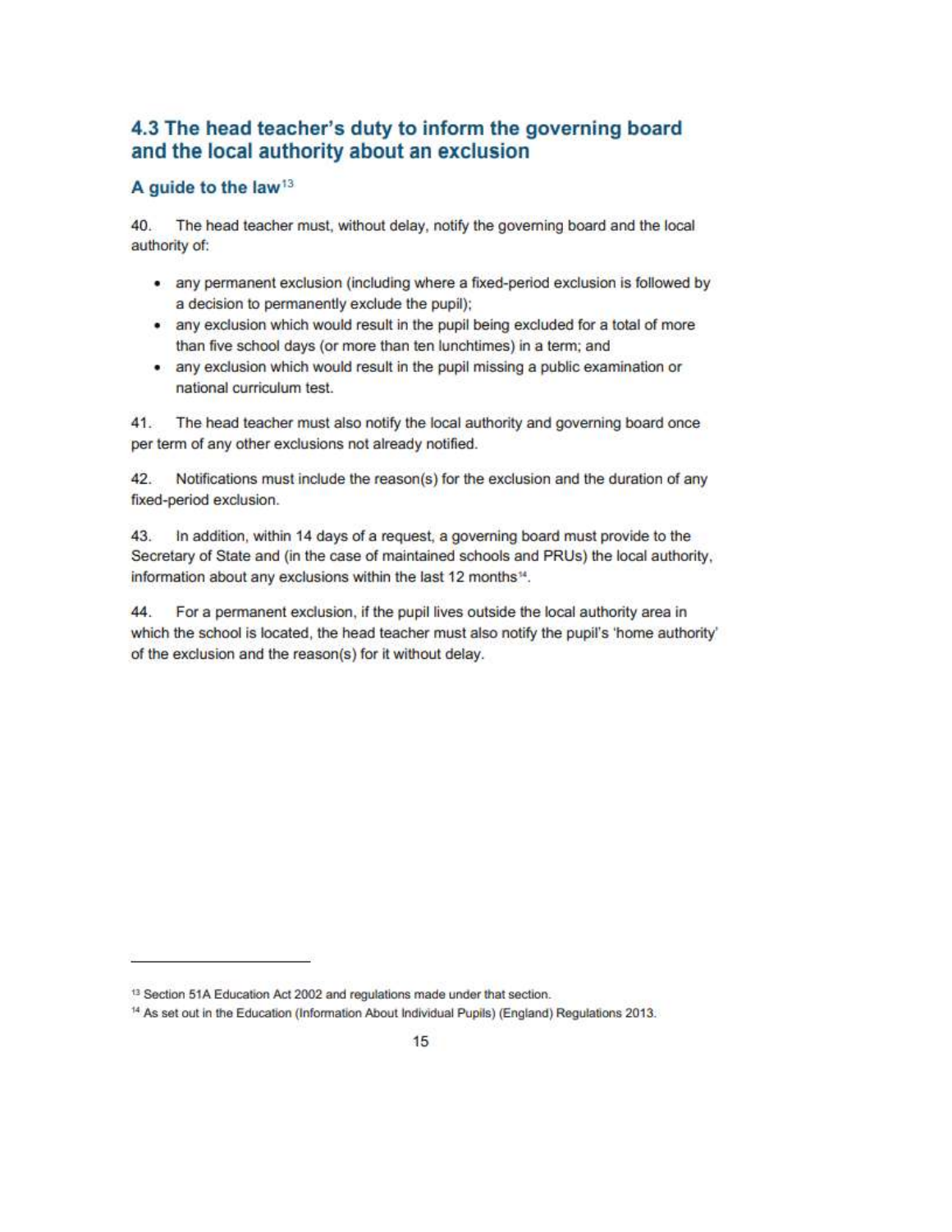## 4.3 The head teacher's duty to inform the governing board and the local authority about an exclusion

### A guide to the law[13]

40. The head teacher must, without delay, notify the governing board and the local authority of:

- any permanent exclusion (including where a fixed-period exclusion is followed by a decision to permanently exclude the pupil);
- any exclusion which would result in the pupil being excluded for a total of more than five school days (or more than ten lunchtimes) in a term; and
- any exclusion which would result in the pupil missing a public examination or national curriculum test.

41. The head teacher must also notify the local authority and governing board once per term of any other exclusions not already notified.

42. Notifications must include the reason(s) for the exclusion and the duration of any fixed-period exclusion.

43. In addition, within 14 days of a request, a governing board must provide to the Secretary of State and (in the case of maintained schools and PRUs) the local authority, information about any exclusions within the last 12 months[14].

44. For a permanent exclusion, if the pupil lives outside the local authority area in which the school is located, the head teacher must also notify the pupil's 'home authority' of the exclusion and the reason(s) for it without delay.

---

[13] Section 51A Education Act 2002 and regulations made under that section.

[14] As set out in the Education (Information About Individual Pupils) (England) Regulations 2013.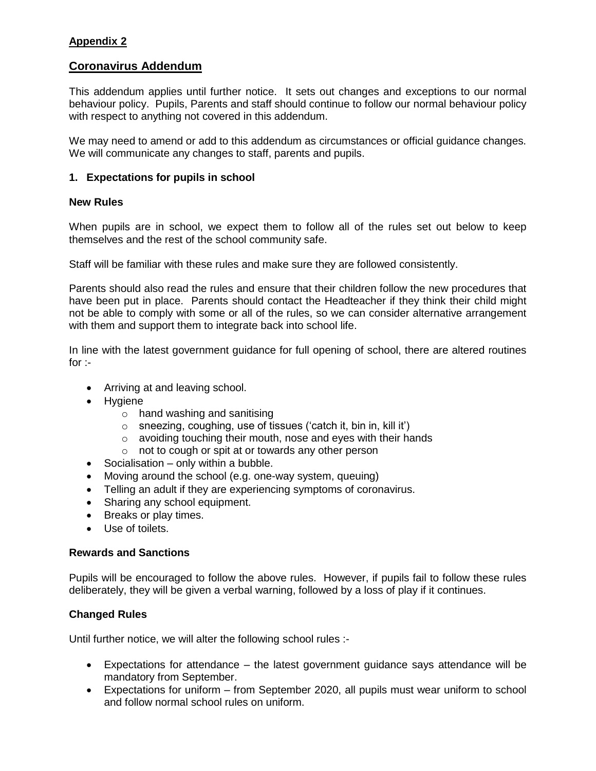**Appendix 2**

## Coronavirus Addendum

This addendum applies until further notice. It sets out changes and exceptions to our normal behaviour policy. Pupils, Parents and staff should continue to follow our normal behaviour policy with respect to anything not covered in this addendum.

We may need to amend or add to this addendum as circumstances or official guidance changes. We will communicate any changes to staff, parents and pupils.

### 1. Expectations for pupils in school

**New Rules**

When pupils are in school, we expect them to follow all of the rules set out below to keep themselves and the rest of the school community safe.

Staff will be familiar with these rules and make sure they are followed consistently.

Parents should also read the rules and ensure that their children follow the new procedures that have been put in place. Parents should contact the Headteacher if they think their child might not be able to comply with some or all of the rules, so we can consider alternative arrangement with them and support them to integrate back into school life.

In line with the latest government guidance for full opening of school, there are altered routines for :-

- Arriving at and leaving school.
- Hygiene
  - hand washing and sanitising
  - sneezing, coughing, use of tissues ('catch it, bin in, kill it')
  - avoiding touching their mouth, nose and eyes with their hands
  - not to cough or spit at or towards any other person
- Socialisation – only within a bubble.
- Moving around the school (e.g. one-way system, queuing)
- Telling an adult if they are experiencing symptoms of coronavirus.
- Sharing any school equipment.
- Breaks or play times.
- Use of toilets.

**Rewards and Sanctions**

Pupils will be encouraged to follow the above rules. However, if pupils fail to follow these rules deliberately, they will be given a verbal warning, followed by a loss of play if it continues.

**Changed Rules**

Until further notice, we will alter the following school rules :-

- Expectations for attendance – the latest government guidance says attendance will be mandatory from September.
- Expectations for uniform – from September 2020, all pupils must wear uniform to school and follow normal school rules on uniform.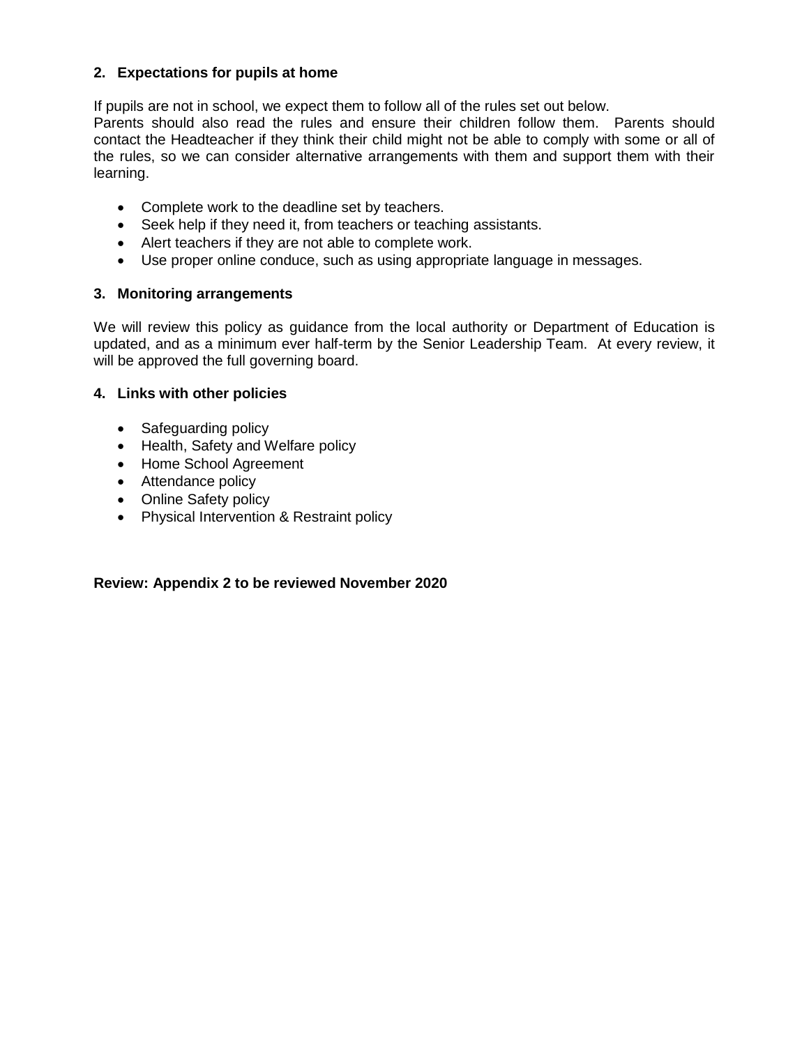## 2. Expectations for pupils at home

If pupils are not in school, we expect them to follow all of the rules set out below.
Parents should also read the rules and ensure their children follow them. Parents should contact the Headteacher if they think their child might not be able to comply with some or all of the rules, so we can consider alternative arrangements with them and support them with their learning.

- Complete work to the deadline set by teachers.
- Seek help if they need it, from teachers or teaching assistants.
- Alert teachers if they are not able to complete work.
- Use proper online conduce, such as using appropriate language in messages.

## 3. Monitoring arrangements

We will review this policy as guidance from the local authority or Department of Education is updated, and as a minimum ever half-term by the Senior Leadership Team. At every review, it will be approved the full governing board.

## 4. Links with other policies

- Safeguarding policy
- Health, Safety and Welfare policy
- Home School Agreement
- Attendance policy
- Online Safety policy
- Physical Intervention & Restraint policy

**Review: Appendix 2 to be reviewed November 2020**